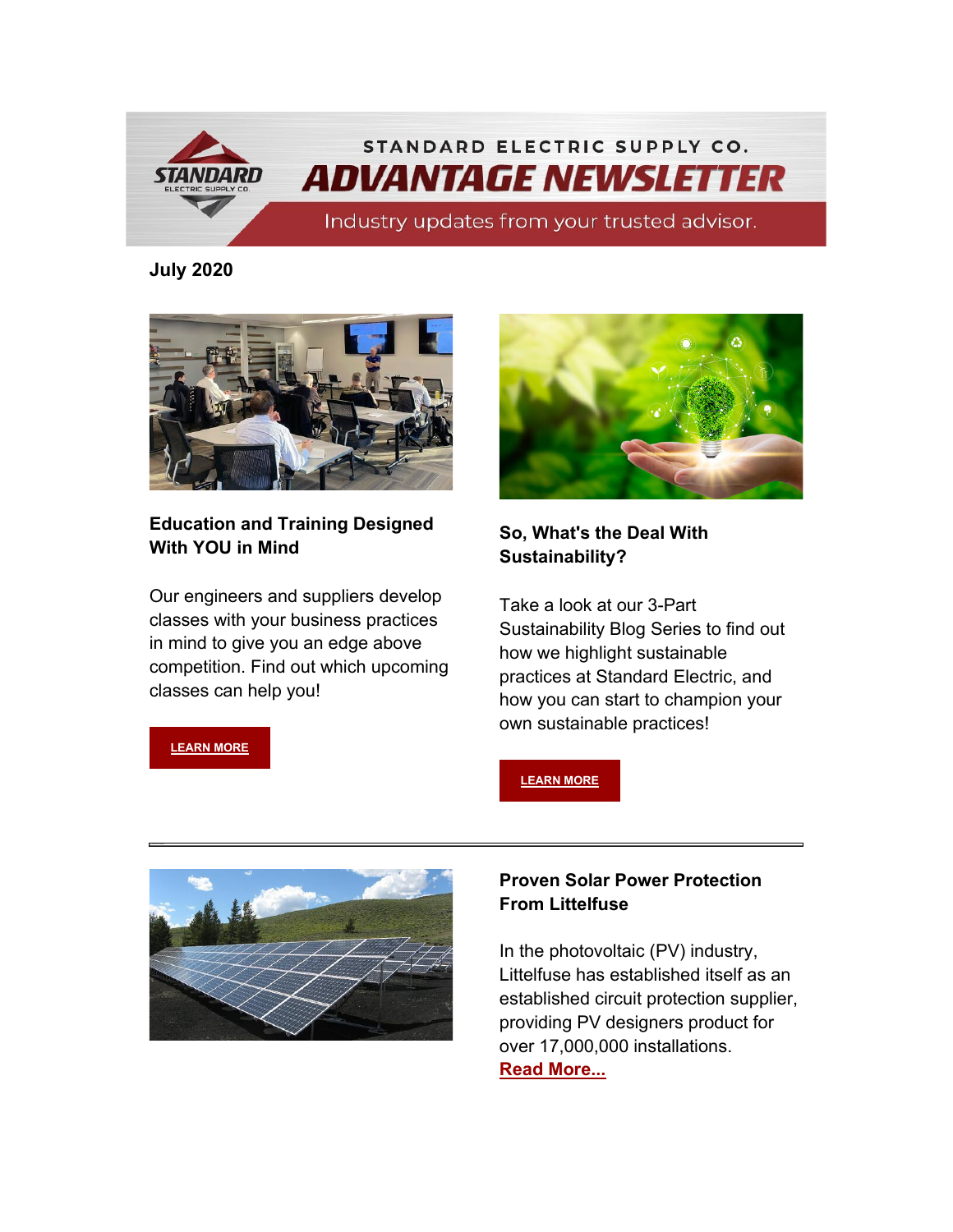STANDARD ELECTRIC SUPPLY CO.

# ADVANTAGE NEWSLETTER

Industry updates from your trusted advisor.

**July 2020**

### Education and Training Designed With YOU in Mind

Our engineers and suppliers develop classes with your business practices in mind to give you an edge above competition. Find out which upcoming classes can help you!

**LEARN MORE**

### So, What's the Deal With Sustainability?

Take a look at our 3-Part Sustainability Blog Series to find out how we highlight sustainable practices at Standard Electric, and how you can start to champion your own sustainable practices!

**LEARN MORE**

---

### Proven Solar Power Protection From Littelfuse

In the photovoltaic (PV) industry, Littelfuse has established itself as an established circuit protection supplier, providing PV designers product for over 17,000,000 installations. **Read More...**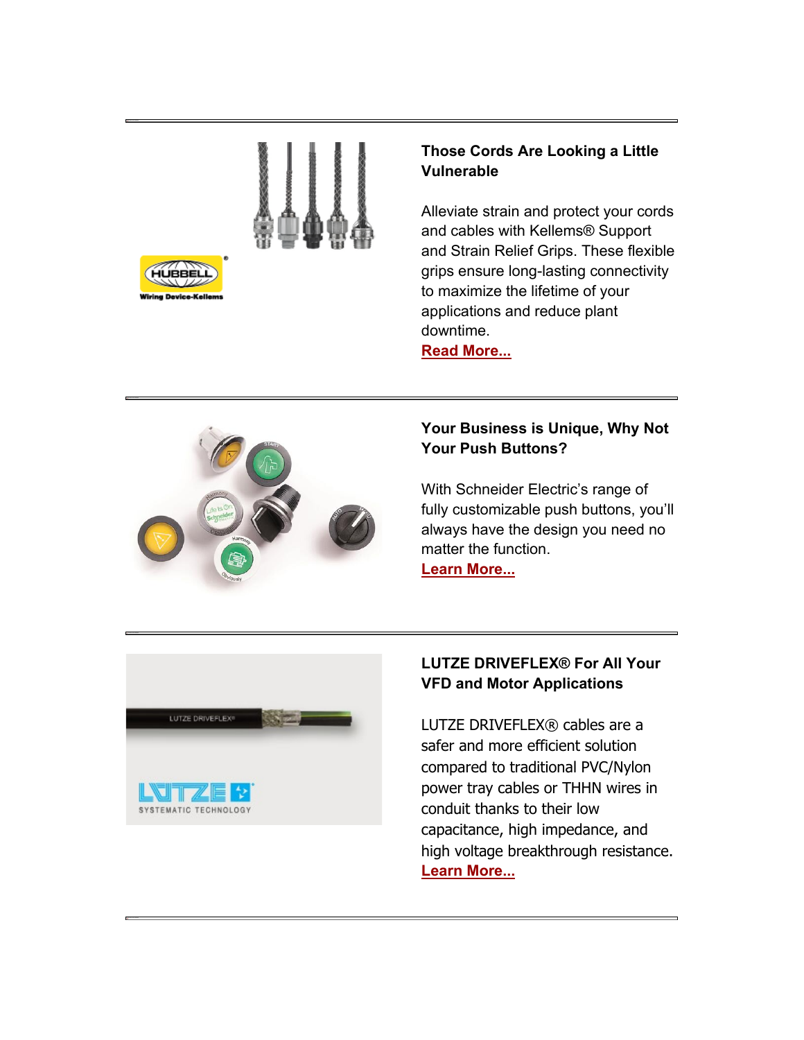---

### Those Cords Are Looking a Little Vulnerable

Alleviate strain and protect your cords and cables with Kellems® Support and Strain Relief Grips. These flexible grips ensure long-lasting connectivity to maximize the lifetime of your applications and reduce plant downtime.
**Read More...**

---

### Your Business is Unique, Why Not Your Push Buttons?

With Schneider Electric's range of fully customizable push buttons, you'll always have the design you need no matter the function.
**Learn More...**

---

### LUTZE DRIVEFLEX® For All Your VFD and Motor Applications

LUTZE DRIVEFLEX® cables are a safer and more efficient solution compared to traditional PVC/Nylon power tray cables or THHN wires in conduit thanks to their low capacitance, high impedance, and high voltage breakthrough resistance.
**Learn More...**

---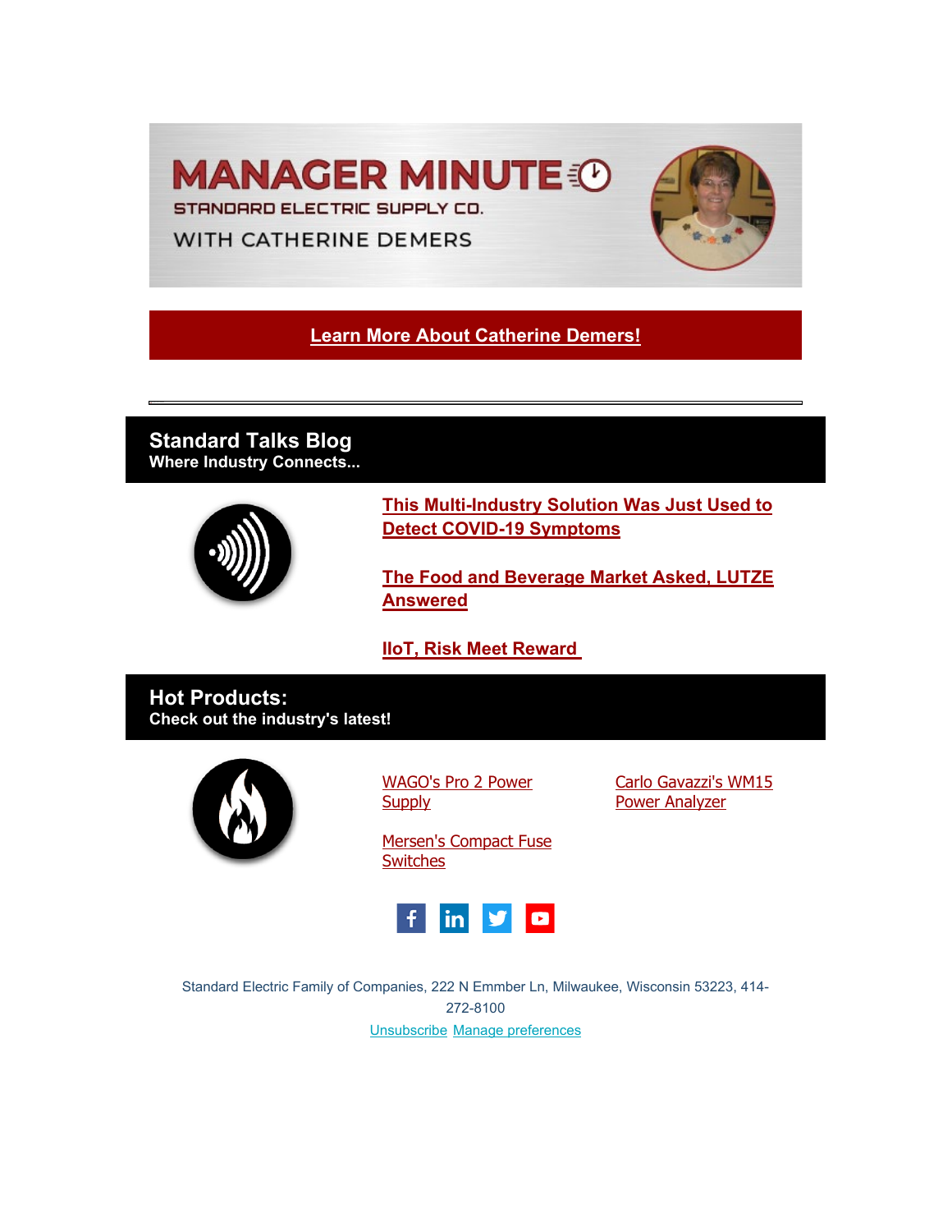# MANAGER MINUTE

STANDARD ELECTRIC SUPPLY CO.

WITH CATHERINE DEMERS

**Learn More About Catherine Demers!**

---

## Standard Talks Blog

**Where Industry Connects...**

**This Multi-Industry Solution Was Just Used to Detect COVID-19 Symptoms**

**The Food and Beverage Market Asked, LUTZE Answered**

**IIoT, Risk Meet Reward**

## Hot Products:

**Check out the industry's latest!**

WAGO's Pro 2 Power Supply

Carlo Gavazzi's WM15 Power Analyzer

Mersen's Compact Fuse Switches

Standard Electric Family of Companies, 222 N Emmber Ln, Milwaukee, Wisconsin 53223, 414-272-8100

Unsubscribe Manage preferences